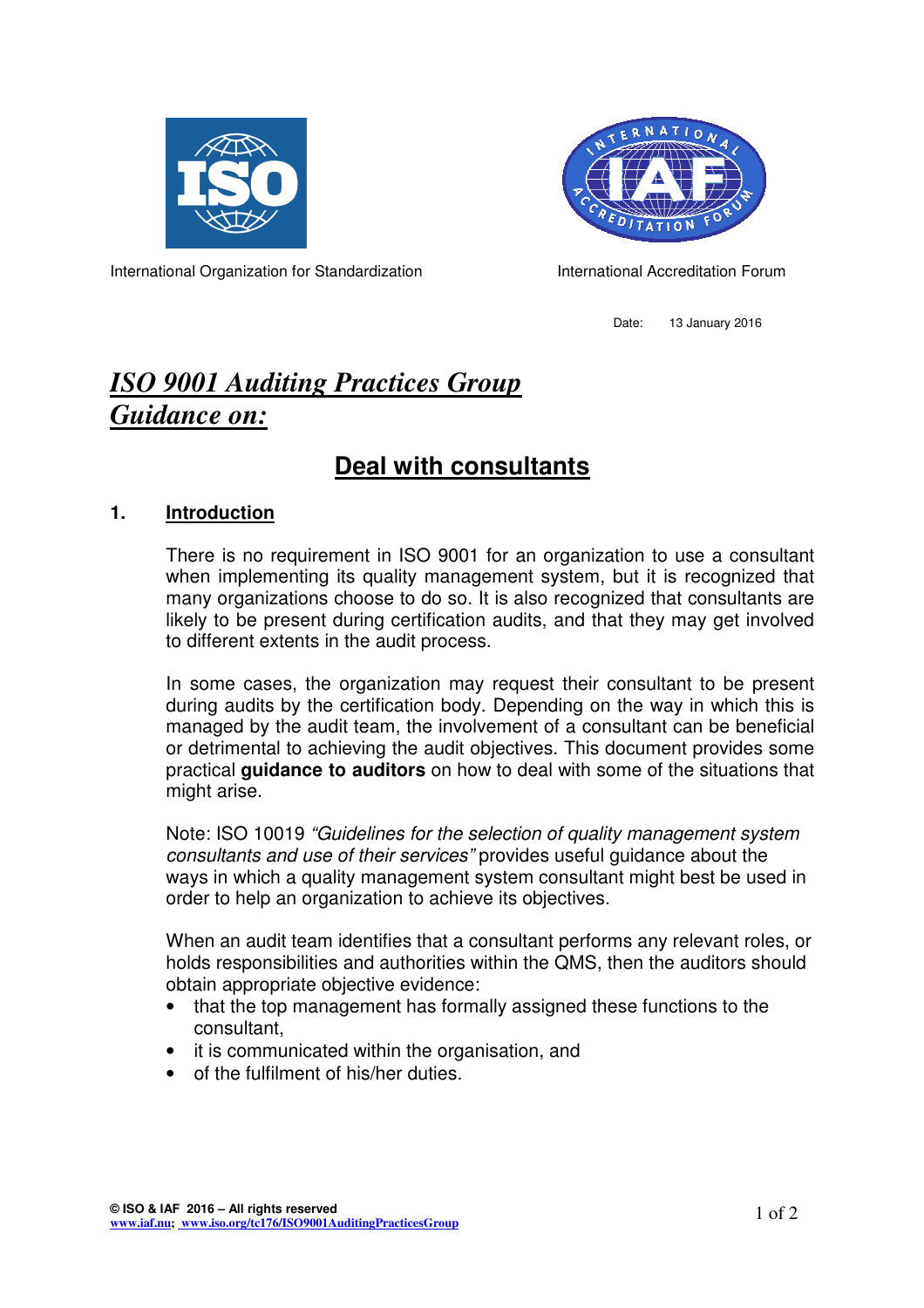International Organization for Standardization

International Accreditation Forum

Date: 13 January 2016

# *ISO 9001 Auditing Practices Group Guidance on:*

## Deal with consultants

### 1. Introduction

There is no requirement in ISO 9001 for an organization to use a consultant when implementing its quality management system, but it is recognized that many organizations choose to do so. It is also recognized that consultants are likely to be present during certification audits, and that they may get involved to different extents in the audit process.

In some cases, the organization may request their consultant to be present during audits by the certification body. Depending on the way in which this is managed by the audit team, the involvement of a consultant can be beneficial or detrimental to achieving the audit objectives. This document provides some practical **guidance to auditors** on how to deal with some of the situations that might arise.

Note: ISO 10019 *"Guidelines for the selection of quality management system consultants and use of their services"* provides useful guidance about the ways in which a quality management system consultant might best be used in order to help an organization to achieve its objectives.

When an audit team identifies that a consultant performs any relevant roles, or holds responsibilities and authorities within the QMS, then the auditors should obtain appropriate objective evidence:

- that the top management has formally assigned these functions to the consultant,
- it is communicated within the organisation, and
- of the fulfilment of his/her duties.

© ISO & IAF 2016 – All rights reserved
www.iaf.nu; www.iso.org/tc176/ISO9001AuditingPracticesGroup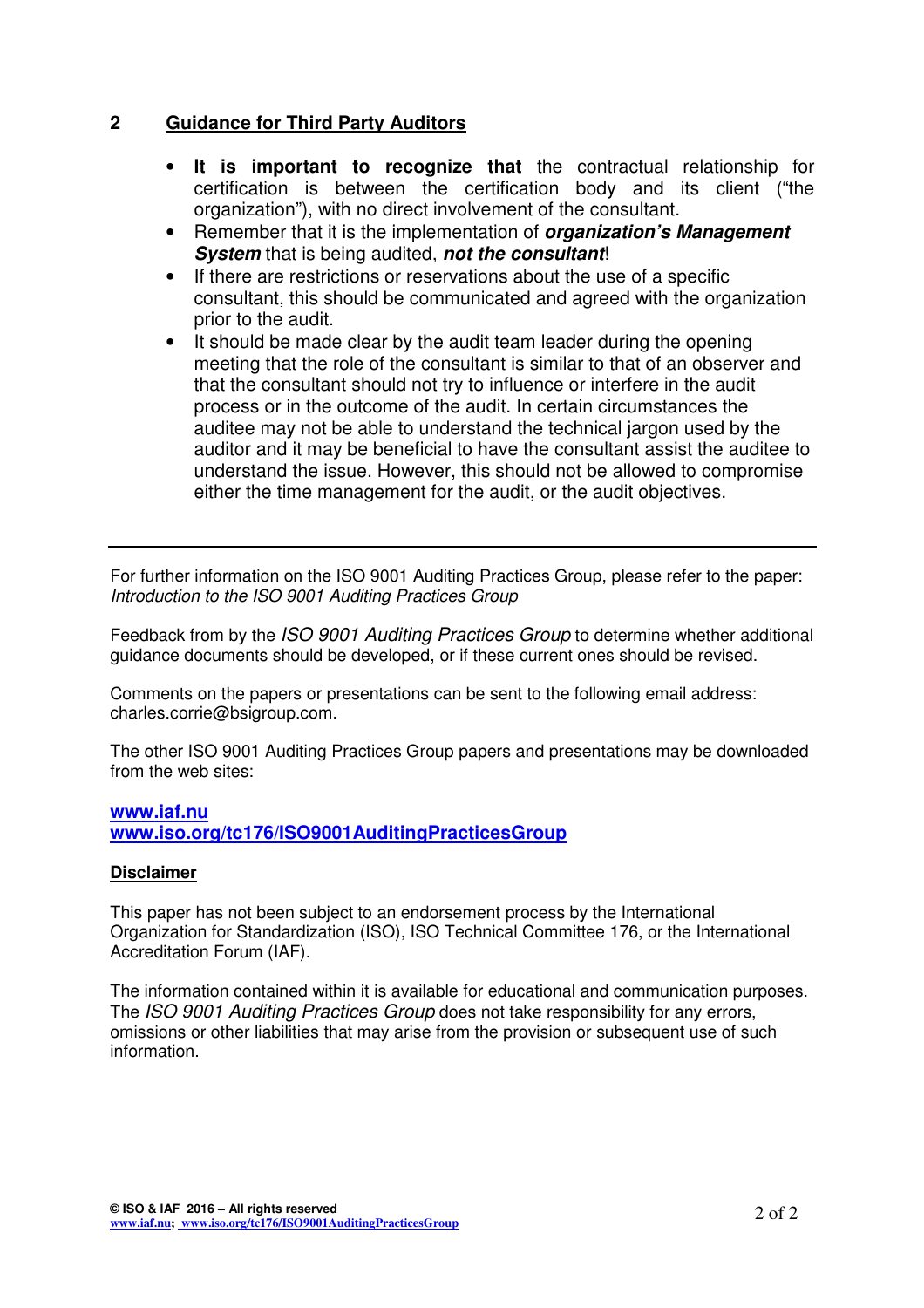## 2 Guidance for Third Party Auditors

- **It is important to recognize that** the contractual relationship for certification is between the certification body and its client ("the organization"), with no direct involvement of the consultant.
- Remember that it is the implementation of ***organization's Management System*** that is being audited, ***not the consultant***!
- If there are restrictions or reservations about the use of a specific consultant, this should be communicated and agreed with the organization prior to the audit.
- It should be made clear by the audit team leader during the opening meeting that the role of the consultant is similar to that of an observer and that the consultant should not try to influence or interfere in the audit process or in the outcome of the audit. In certain circumstances the auditee may not be able to understand the technical jargon used by the auditor and it may be beneficial to have the consultant assist the auditee to understand the issue. However, this should not be allowed to compromise either the time management for the audit, or the audit objectives.

---

For further information on the ISO 9001 Auditing Practices Group, please refer to the paper: *Introduction to the ISO 9001 Auditing Practices Group*

Feedback from by the *ISO 9001 Auditing Practices Group* to determine whether additional guidance documents should be developed, or if these current ones should be revised.

Comments on the papers or presentations can be sent to the following email address: charles.corrie@bsigroup.com.

The other ISO 9001 Auditing Practices Group papers and presentations may be downloaded from the web sites:

**www.iaf.nu**
**www.iso.org/tc176/ISO9001AuditingPracticesGroup**

**Disclaimer**

This paper has not been subject to an endorsement process by the International Organization for Standardization (ISO), ISO Technical Committee 176, or the International Accreditation Forum (IAF).

The information contained within it is available for educational and communication purposes. The *ISO 9001 Auditing Practices Group* does not take responsibility for any errors, omissions or other liabilities that may arise from the provision or subsequent use of such information.